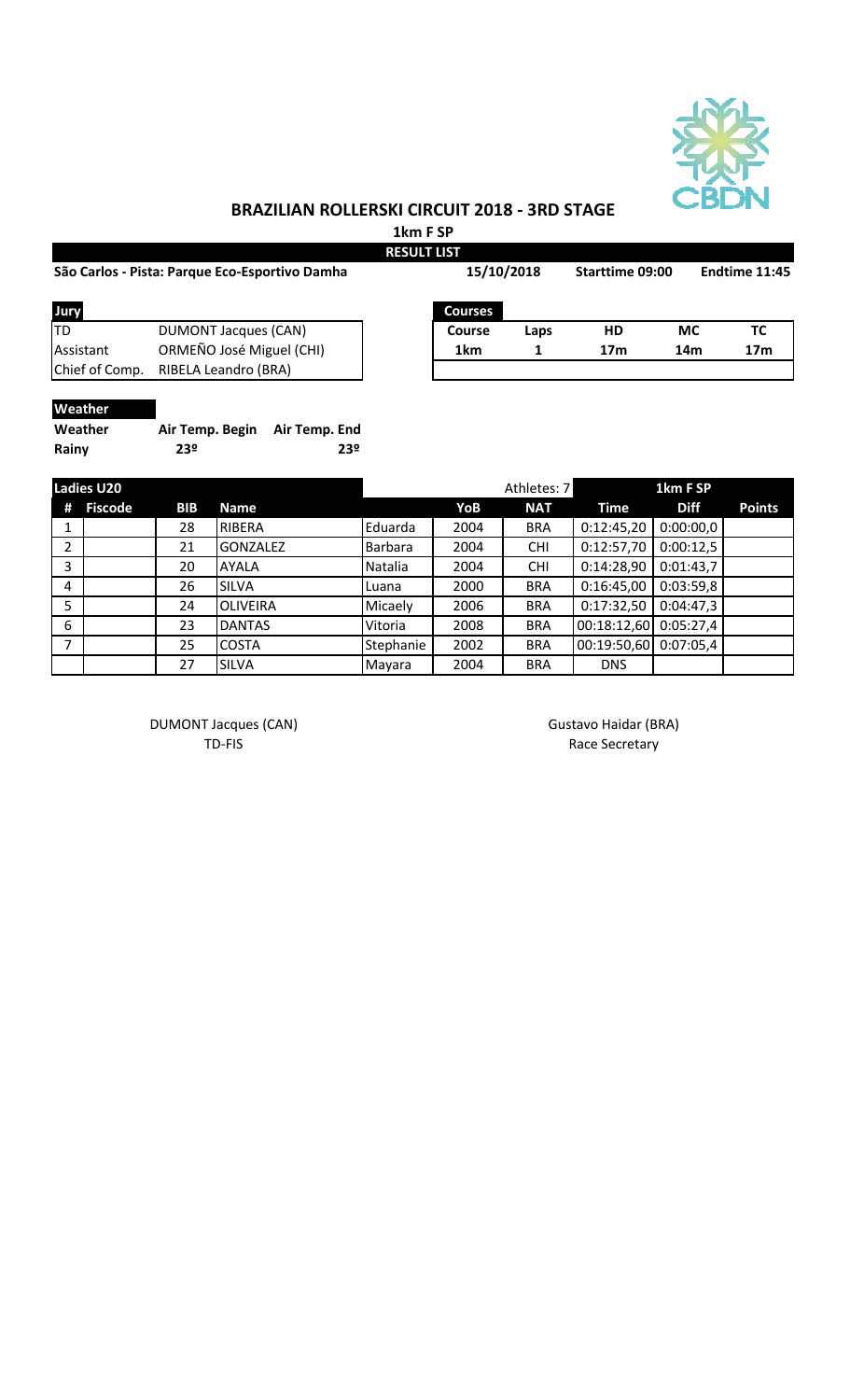# BRAZILIAN ROLLERSKI CIRCUIT 2018 - 3RD STAGE

## 1km F SP

**RESULT LIST**

**São Carlos - Pista: Parque Eco-Esportivo Damha** | **15/10/2018** | **Starttime 09:00** | **Endtime 11:45**

**Jury**

| | |
|---|---|
| TD | DUMONT Jacques (CAN) |
| Assistant | ORMEÑO José Miguel (CHI) |
| Chief of Comp. | RIBELA Leandro (BRA) |

**Courses**

| Course | Laps | HD | MC | TC |
|---|---|---|---|---|
| 1km | 1 | 17m | 14m | 17m |

**Weather**

| Weather | Air Temp. Begin | Air Temp. End |
|---|---|---|
| Rainy | 23º | 23º |

| Ladies U20 | | | | | | Athletes: 7 | 1km F SP | | |
|---|---|---|---|---|---|---|---|---|---|
| # | Fiscode | BIB | Name | | YoB | NAT | Time | Diff | Points |
| 1 | | 28 | RIBERA | Eduarda | 2004 | BRA | 0:12:45,20 | 0:00:00,0 | |
| 2 | | 21 | GONZALEZ | Barbara | 2004 | CHI | 0:12:57,70 | 0:00:12,5 | |
| 3 | | 20 | AYALA | Natalia | 2004 | CHI | 0:14:28,90 | 0:01:43,7 | |
| 4 | | 26 | SILVA | Luana | 2000 | BRA | 0:16:45,00 | 0:03:59,8 | |
| 5 | | 24 | OLIVEIRA | Micaely | 2006 | BRA | 0:17:32,50 | 0:04:47,3 | |
| 6 | | 23 | DANTAS | Vitoria | 2008 | BRA | 00:18:12,60 | 0:05:27,4 | |
| 7 | | 25 | COSTA | Stephanie | 2002 | BRA | 00:19:50,60 | 0:07:05,4 | |
| | | 27 | SILVA | Mayara | 2004 | BRA | DNS | | |

DUMONT Jacques (CAN)
TD-FIS

Gustavo Haidar (BRA)
Race Secretary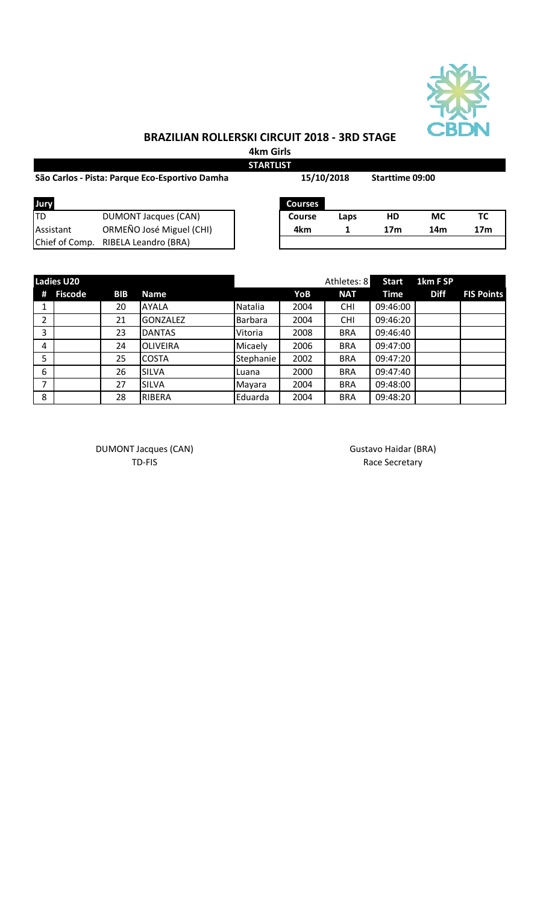# BRAZILIAN ROLLERSKI CIRCUIT 2018 - 3RD STAGE

**4km Girls**

**STARTLIST**

**São Carlos - Pista: Parque Eco-Esportivo Damha** **15/10/2018** **Starttime 09:00**

| Jury | |
|---|---|
| TD | DUMONT Jacques (CAN) |
| Assistant | ORMEÑO José Miguel (CHI) |
| Chief of Comp. | RIBELA Leandro (BRA) |

| Courses | | | | |
|---|---|---|---|---|
| **Course** | **Laps** | **HD** | **MC** | **TC** |
| **4km** | **1** | **17m** | **14m** | **17m** |

| Ladies U20 | | | | | | Athletes: 8 | Start | 1km F SP | |
|---|---|---|---|---|---|---|---|---|---|
| **#** | **Fiscode** | **BIB** | **Name** | | **YoB** | **NAT** | **Time** | **Diff** | **FIS Points** |
| 1 | | 20 | AYALA | Natalia | 2004 | CHI | 09:46:00 | | |
| 2 | | 21 | GONZALEZ | Barbara | 2004 | CHI | 09:46:20 | | |
| 3 | | 23 | DANTAS | Vitoria | 2008 | BRA | 09:46:40 | | |
| 4 | | 24 | OLIVEIRA | Micaely | 2006 | BRA | 09:47:00 | | |
| 5 | | 25 | COSTA | Stephanie | 2002 | BRA | 09:47:20 | | |
| 6 | | 26 | SILVA | Luana | 2000 | BRA | 09:47:40 | | |
| 7 | | 27 | SILVA | Mayara | 2004 | BRA | 09:48:00 | | |
| 8 | | 28 | RIBERA | Eduarda | 2004 | BRA | 09:48:20 | | |

DUMONT Jacques (CAN)
TD-FIS

Gustavo Haidar (BRA)
Race Secretary